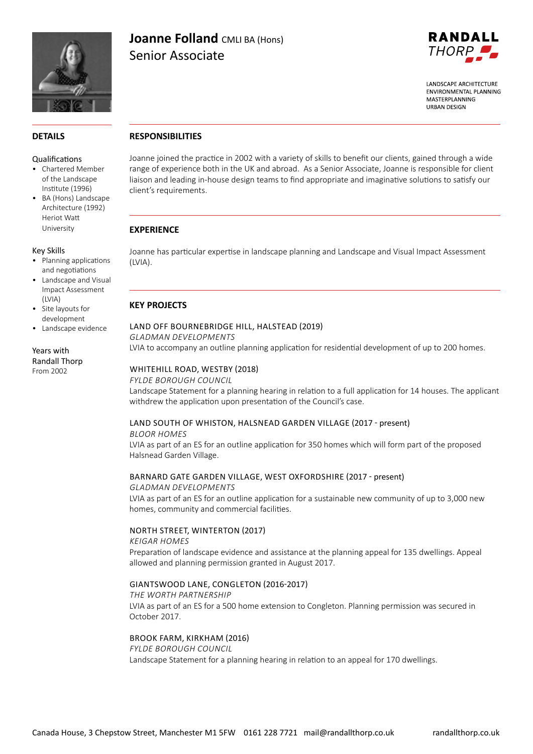# Joanne Folland CMLI BA (Hons)

## Senior Associate

RANDALL THORP

LANDSCAPE ARCHITECTURE
ENVIRONMENTAL PLANNING
MASTERPLANNING
URBAN DESIGN

## DETAILS

### Qualifications

- Chartered Member of the Landscape Institute (1996)
- BA (Hons) Landscape Architecture (1992) Heriot Watt University

### Key Skills

- Planning applications and negotiations
- Landscape and Visual Impact Assessment (LVIA)
- Site layouts for development
- Landscape evidence

### Years with Randall Thorp

From 2002

## RESPONSIBILITIES

Joanne joined the practice in 2002 with a variety of skills to benefit our clients, gained through a wide range of experience both in the UK and abroad. As a Senior Associate, Joanne is responsible for client liaison and leading in-house design teams to find appropriate and imaginative solutions to satisfy our client's requirements.

## EXPERIENCE

Joanne has particular expertise in landscape planning and Landscape and Visual Impact Assessment (LVIA).

## KEY PROJECTS

LAND OFF BOURNEBRIDGE HILL, HALSTEAD (2019)
*GLADMAN DEVELOPMENTS*
LVIA to accompany an outline planning application for residential development of up to 200 homes.

WHITEHILL ROAD, WESTBY (2018)
*FYLDE BOROUGH COUNCIL*
Landscape Statement for a planning hearing in relation to a full application for 14 houses. The applicant withdrew the application upon presentation of the Council's case.

LAND SOUTH OF WHISTON, HALSNEAD GARDEN VILLAGE (2017 - present)
*BLOOR HOMES*
LVIA as part of an ES for an outline application for 350 homes which will form part of the proposed Halsnead Garden Village.

BARNARD GATE GARDEN VILLAGE, WEST OXFORDSHIRE (2017 - present)
*GLADMAN DEVELOPMENTS*
LVIA as part of an ES for an outline application for a sustainable new community of up to 3,000 new homes, community and commercial facilities.

NORTH STREET, WINTERTON (2017)
*KEIGAR HOMES*
Preparation of landscape evidence and assistance at the planning appeal for 135 dwellings. Appeal allowed and planning permission granted in August 2017.

GIANTSWOOD LANE, CONGLETON (2016-2017)
*THE WORTH PARTNERSHIP*
LVIA as part of an ES for a 500 home extension to Congleton. Planning permission was secured in October 2017.

BROOK FARM, KIRKHAM (2016)
*FYLDE BOROUGH COUNCIL*
Landscape Statement for a planning hearing in relation to an appeal for 170 dwellings.

Canada House, 3 Chepstow Street, Manchester M1 5FW 0161 228 7721 mail@randallthorp.co.uk randallthorp.co.uk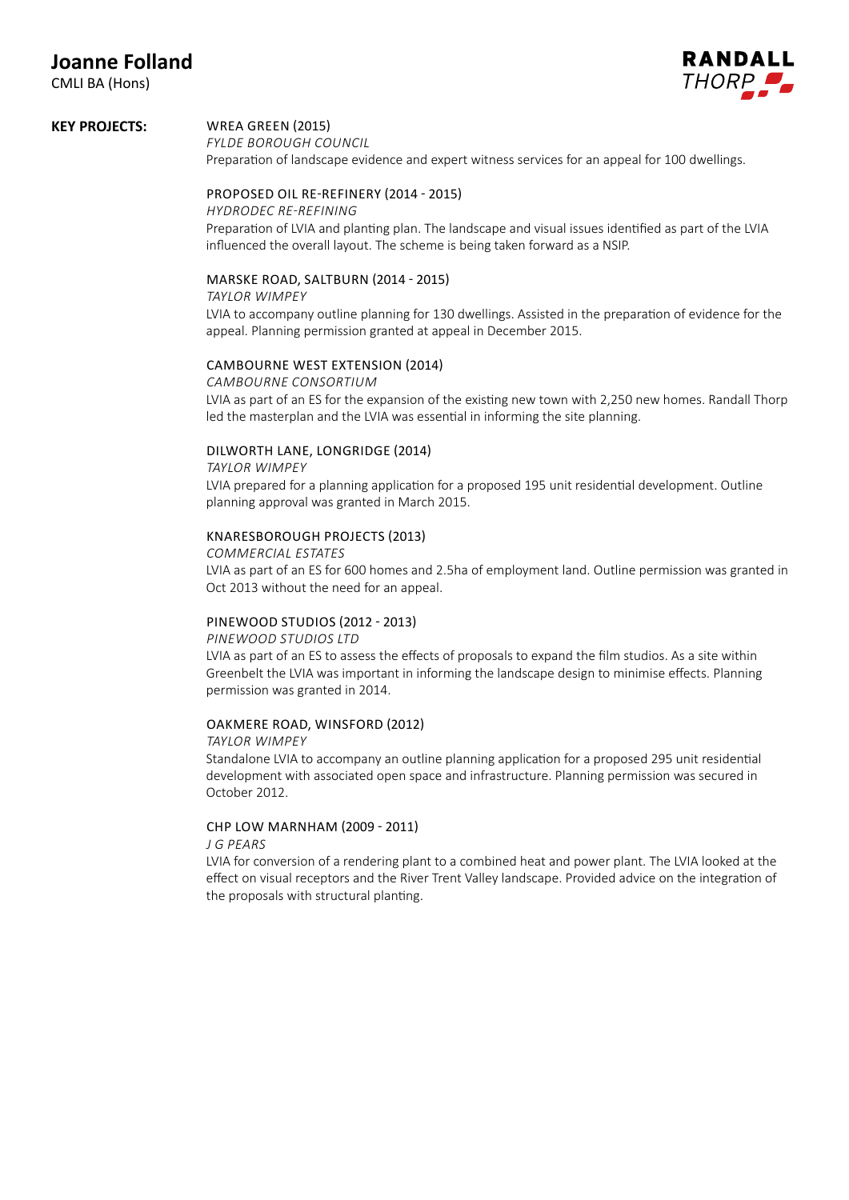# Joanne Folland

CMLI BA (Hons)

RANDALL THORP

**KEY PROJECTS:**

WREA GREEN (2015)
*FYLDE BOROUGH COUNCIL*
Preparation of landscape evidence and expert witness services for an appeal for 100 dwellings.

PROPOSED OIL RE-REFINERY (2014 - 2015)
*HYDRODEC RE-REFINING*
Preparation of LVIA and planting plan. The landscape and visual issues identified as part of the LVIA influenced the overall layout. The scheme is being taken forward as a NSIP.

MARSKE ROAD, SALTBURN (2014 - 2015)
*TAYLOR WIMPEY*
LVIA to accompany outline planning for 130 dwellings. Assisted in the preparation of evidence for the appeal. Planning permission granted at appeal in December 2015.

CAMBOURNE WEST EXTENSION (2014)
*CAMBOURNE CONSORTIUM*
LVIA as part of an ES for the expansion of the existing new town with 2,250 new homes. Randall Thorp led the masterplan and the LVIA was essential in informing the site planning.

DILWORTH LANE, LONGRIDGE (2014)
*TAYLOR WIMPEY*
LVIA prepared for a planning application for a proposed 195 unit residential development. Outline planning approval was granted in March 2015.

KNARESBOROUGH PROJECTS (2013)
*COMMERCIAL ESTATES*
LVIA as part of an ES for 600 homes and 2.5ha of employment land. Outline permission was granted in Oct 2013 without the need for an appeal.

PINEWOOD STUDIOS (2012 - 2013)
*PINEWOOD STUDIOS LTD*
LVIA as part of an ES to assess the effects of proposals to expand the film studios. As a site within Greenbelt the LVIA was important in informing the landscape design to minimise effects. Planning permission was granted in 2014.

OAKMERE ROAD, WINSFORD (2012)
*TAYLOR WIMPEY*
Standalone LVIA to accompany an outline planning application for a proposed 295 unit residential development with associated open space and infrastructure. Planning permission was secured in October 2012.

CHP LOW MARNHAM (2009 - 2011)
*J G PEARS*
LVIA for conversion of a rendering plant to a combined heat and power plant. The LVIA looked at the effect on visual receptors and the River Trent Valley landscape. Provided advice on the integration of the proposals with structural planting.